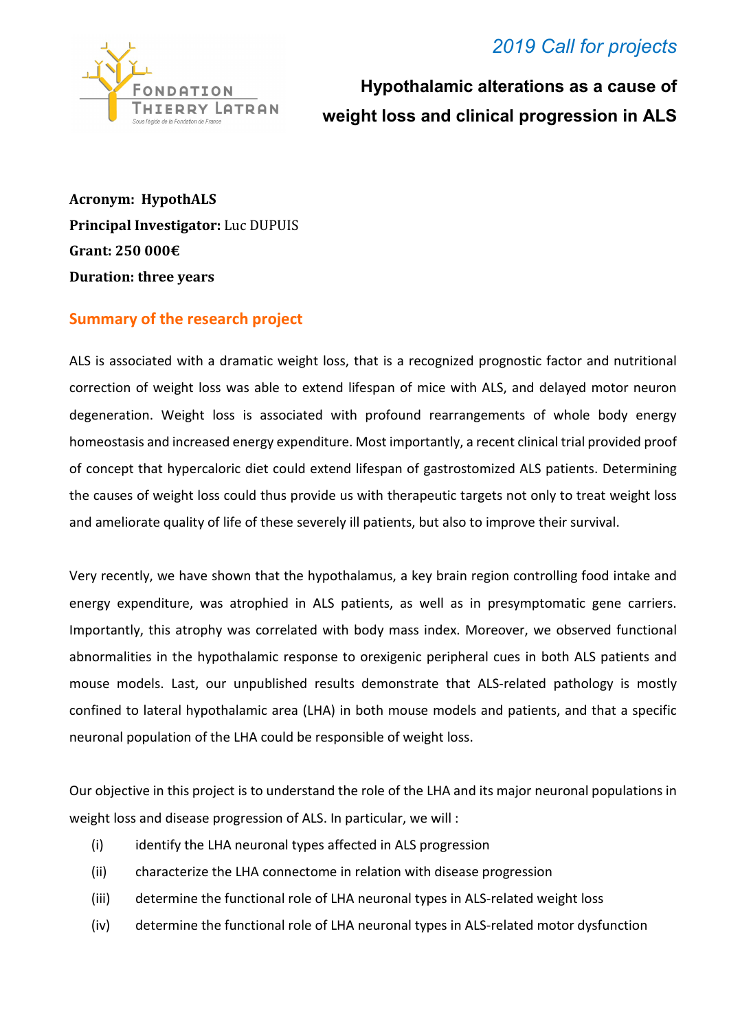*2019 Call for projects*

FONDATION THIERRY LATRAN
Sous l'égide de la Fondation de France

**Hypothalamic alterations as a cause of weight loss and clinical progression in ALS**

**Acronym: HypothALS**
**Principal Investigator:** Luc DUPUIS
**Grant: 250 000€**
**Duration: three years**

## Summary of the research project

ALS is associated with a dramatic weight loss, that is a recognized prognostic factor and nutritional correction of weight loss was able to extend lifespan of mice with ALS, and delayed motor neuron degeneration. Weight loss is associated with profound rearrangements of whole body energy homeostasis and increased energy expenditure. Most importantly, a recent clinical trial provided proof of concept that hypercaloric diet could extend lifespan of gastrostomized ALS patients. Determining the causes of weight loss could thus provide us with therapeutic targets not only to treat weight loss and ameliorate quality of life of these severely ill patients, but also to improve their survival.

Very recently, we have shown that the hypothalamus, a key brain region controlling food intake and energy expenditure, was atrophied in ALS patients, as well as in presymptomatic gene carriers. Importantly, this atrophy was correlated with body mass index. Moreover, we observed functional abnormalities in the hypothalamic response to orexigenic peripheral cues in both ALS patients and mouse models. Last, our unpublished results demonstrate that ALS-related pathology is mostly confined to lateral hypothalamic area (LHA) in both mouse models and patients, and that a specific neuronal population of the LHA could be responsible of weight loss.

Our objective in this project is to understand the role of the LHA and its major neuronal populations in weight loss and disease progression of ALS. In particular, we will :

(i) identify the LHA neuronal types affected in ALS progression
(ii) characterize the LHA connectome in relation with disease progression
(iii) determine the functional role of LHA neuronal types in ALS-related weight loss
(iv) determine the functional role of LHA neuronal types in ALS-related motor dysfunction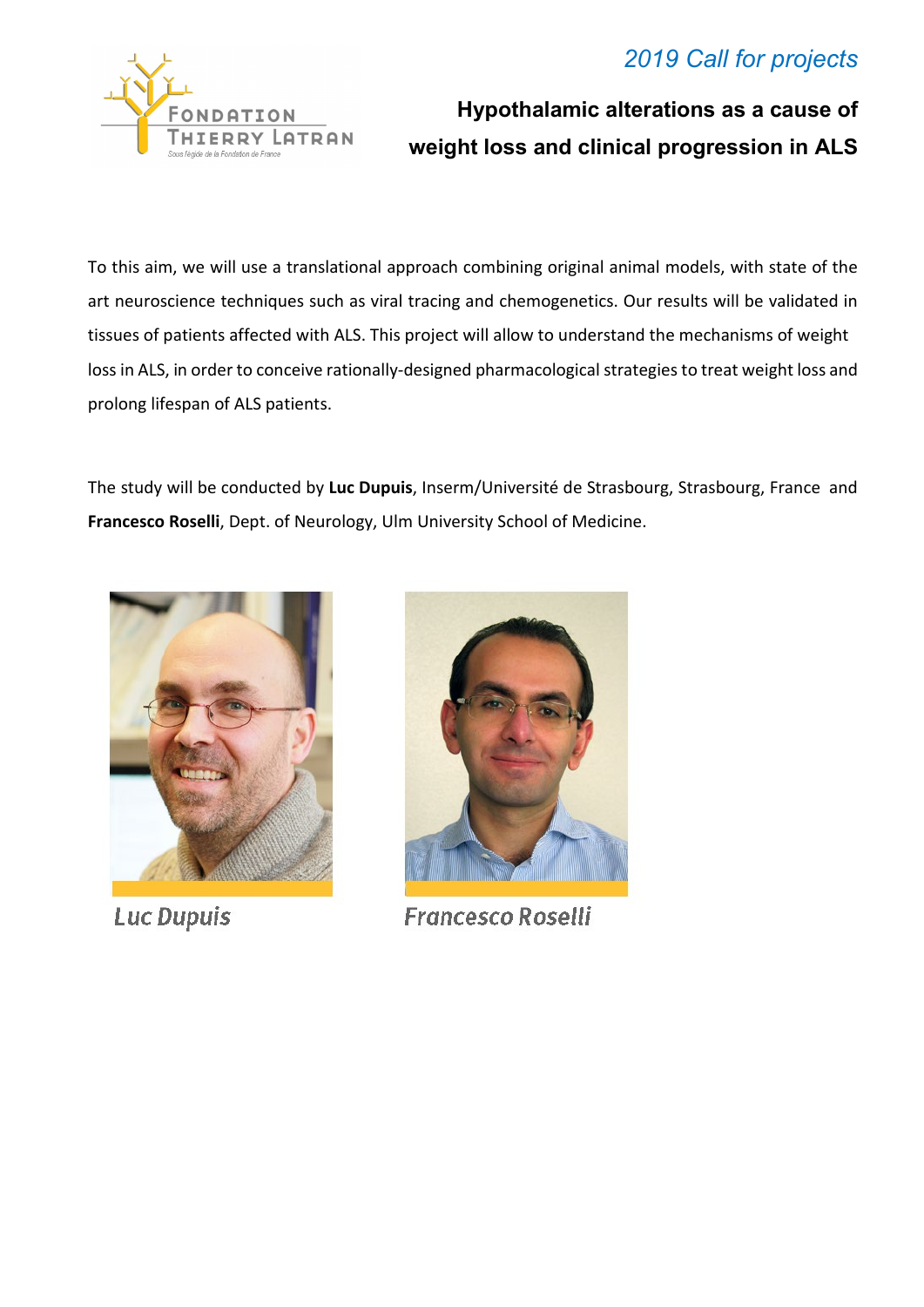*2019 Call for projects*

**Hypothalamic alterations as a cause of weight loss and clinical progression in ALS**

To this aim, we will use a translational approach combining original animal models, with state of the art neuroscience techniques such as viral tracing and chemogenetics. Our results will be validated in tissues of patients affected with ALS. This project will allow to understand the mechanisms of weight loss in ALS, in order to conceive rationally-designed pharmacological strategies to treat weight loss and prolong lifespan of ALS patients.

The study will be conducted by **Luc Dupuis**, Inserm/Université de Strasbourg, Strasbourg, France and **Francesco Roselli**, Dept. of Neurology, Ulm University School of Medicine.

Luc Dupuis

Francesco Roselli